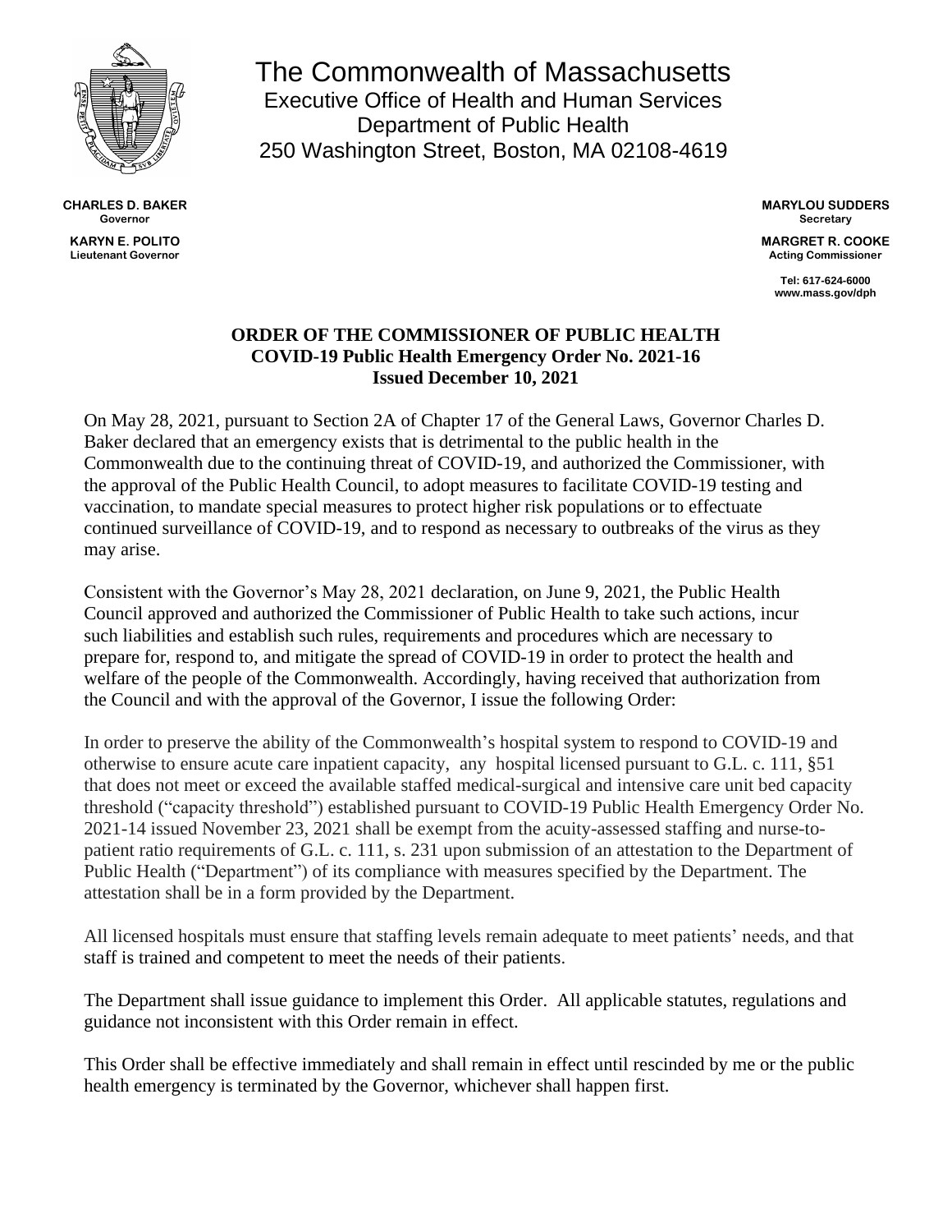# The Commonwealth of Massachusetts

Executive Office of Health and Human Services
Department of Public Health
250 Washington Street, Boston, MA 02108-4619

**CHARLES D. BAKER**
**Governor**

**KARYN E. POLITO**
**Lieutenant Governor**

**MARYLOU SUDDERS**
**Secretary**

**MARGRET R. COOKE**
**Acting Commissioner**

**Tel: 617-624-6000**
**www.mass.gov/dph**

## ORDER OF THE COMMISSIONER OF PUBLIC HEALTH
## COVID-19 Public Health Emergency Order No. 2021-16
## Issued December 10, 2021

On May 28, 2021, pursuant to Section 2A of Chapter 17 of the General Laws, Governor Charles D. Baker declared that an emergency exists that is detrimental to the public health in the Commonwealth due to the continuing threat of COVID-19, and authorized the Commissioner, with the approval of the Public Health Council, to adopt measures to facilitate COVID-19 testing and vaccination, to mandate special measures to protect higher risk populations or to effectuate continued surveillance of COVID-19, and to respond as necessary to outbreaks of the virus as they may arise.

Consistent with the Governor's May 28, 2021 declaration, on June 9, 2021, the Public Health Council approved and authorized the Commissioner of Public Health to take such actions, incur such liabilities and establish such rules, requirements and procedures which are necessary to prepare for, respond to, and mitigate the spread of COVID-19 in order to protect the health and welfare of the people of the Commonwealth. Accordingly, having received that authorization from the Council and with the approval of the Governor, I issue the following Order:

In order to preserve the ability of the Commonwealth's hospital system to respond to COVID-19 and otherwise to ensure acute care inpatient capacity, any hospital licensed pursuant to G.L. c. 111, §51 that does not meet or exceed the available staffed medical-surgical and intensive care unit bed capacity threshold ("capacity threshold") established pursuant to COVID-19 Public Health Emergency Order No. 2021-14 issued November 23, 2021 shall be exempt from the acuity-assessed staffing and nurse-to-patient ratio requirements of G.L. c. 111, s. 231 upon submission of an attestation to the Department of Public Health ("Department") of its compliance with measures specified by the Department. The attestation shall be in a form provided by the Department.

All licensed hospitals must ensure that staffing levels remain adequate to meet patients' needs, and that staff is trained and competent to meet the needs of their patients.

The Department shall issue guidance to implement this Order. All applicable statutes, regulations and guidance not inconsistent with this Order remain in effect.

This Order shall be effective immediately and shall remain in effect until rescinded by me or the public health emergency is terminated by the Governor, whichever shall happen first.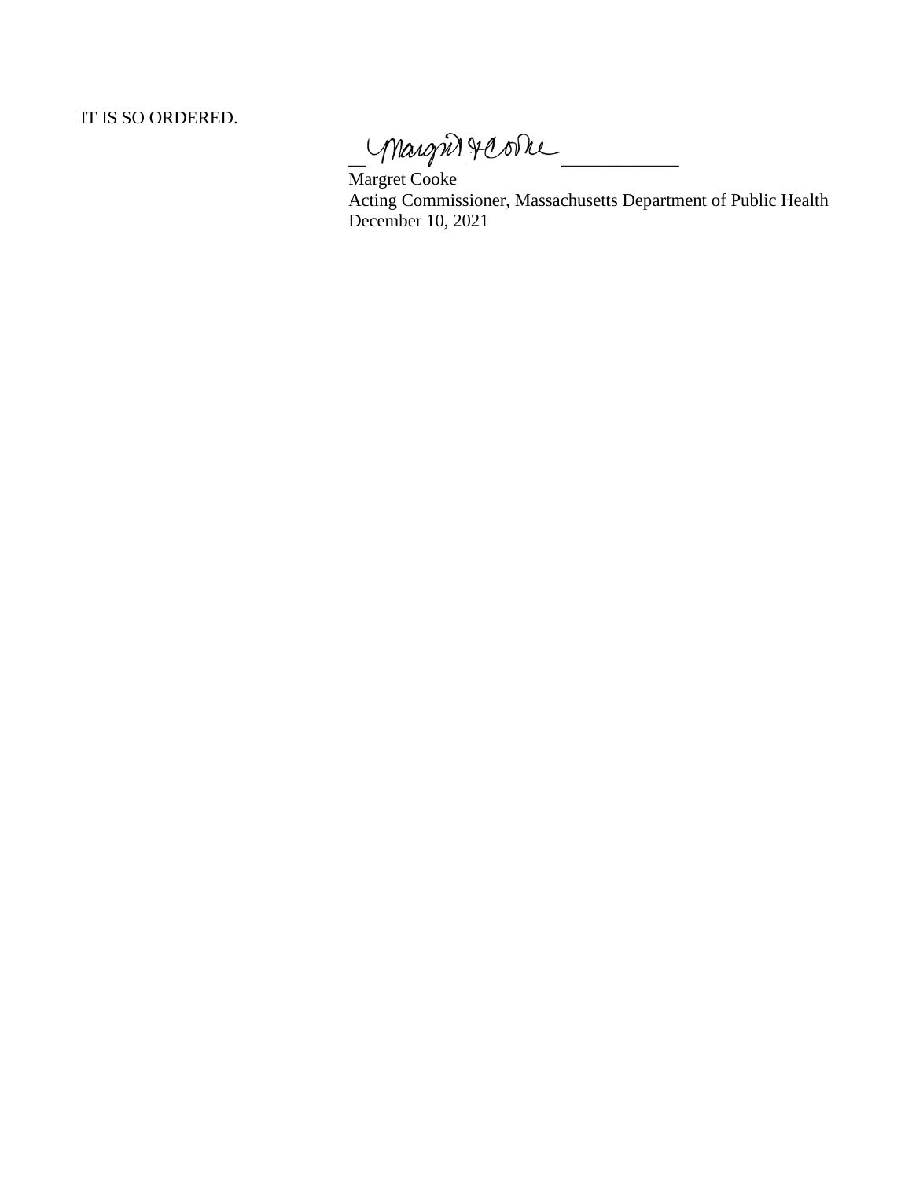IT IS SO ORDERED.

Margret Cooke
Acting Commissioner, Massachusetts Department of Public Health
December 10, 2021